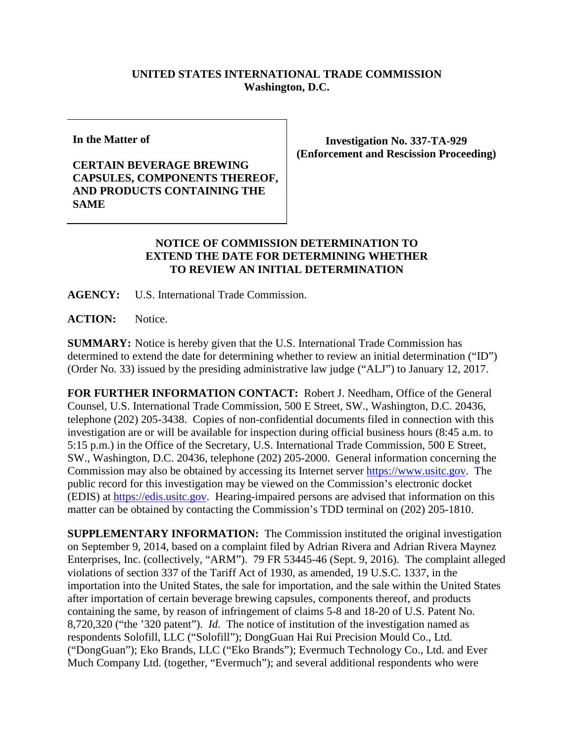**UNITED STATES INTERNATIONAL TRADE COMMISSION**
**Washington, D.C.**

| **In the Matter of**<br><br>**CERTAIN BEVERAGE BREWING CAPSULES, COMPONENTS THEREOF, AND PRODUCTS CONTAINING THE SAME** | **Investigation No. 337-TA-929 (Enforcement and Rescission Proceeding)** |
| --- | --- |

## NOTICE OF COMMISSION DETERMINATION TO EXTEND THE DATE FOR DETERMINING WHETHER TO REVIEW AN INITIAL DETERMINATION

**AGENCY:** U.S. International Trade Commission.

**ACTION:** Notice.

**SUMMARY:** Notice is hereby given that the U.S. International Trade Commission has determined to extend the date for determining whether to review an initial determination ("ID") (Order No. 33) issued by the presiding administrative law judge ("ALJ") to January 12, 2017.

**FOR FURTHER INFORMATION CONTACT:** Robert J. Needham, Office of the General Counsel, U.S. International Trade Commission, 500 E Street, SW., Washington, D.C. 20436, telephone (202) 205-3438. Copies of non-confidential documents filed in connection with this investigation are or will be available for inspection during official business hours (8:45 a.m. to 5:15 p.m.) in the Office of the Secretary, U.S. International Trade Commission, 500 E Street, SW., Washington, D.C. 20436, telephone (202) 205-2000. General information concerning the Commission may also be obtained by accessing its Internet server https://www.usitc.gov. The public record for this investigation may be viewed on the Commission's electronic docket (EDIS) at https://edis.usitc.gov. Hearing-impaired persons are advised that information on this matter can be obtained by contacting the Commission's TDD terminal on (202) 205-1810.

**SUPPLEMENTARY INFORMATION:** The Commission instituted the original investigation on September 9, 2014, based on a complaint filed by Adrian Rivera and Adrian Rivera Maynez Enterprises, Inc. (collectively, "ARM"). 79 FR 53445-46 (Sept. 9, 2016). The complaint alleged violations of section 337 of the Tariff Act of 1930, as amended, 19 U.S.C. 1337, in the importation into the United States, the sale for importation, and the sale within the United States after importation of certain beverage brewing capsules, components thereof, and products containing the same, by reason of infringement of claims 5-8 and 18-20 of U.S. Patent No. 8,720,320 ("the '320 patent"). *Id*. The notice of institution of the investigation named as respondents Solofill, LLC ("Solofill"); DongGuan Hai Rui Precision Mould Co., Ltd. ("DongGuan"); Eko Brands, LLC ("Eko Brands"); Evermuch Technology Co., Ltd. and Ever Much Company Ltd. (together, "Evermuch"); and several additional respondents who were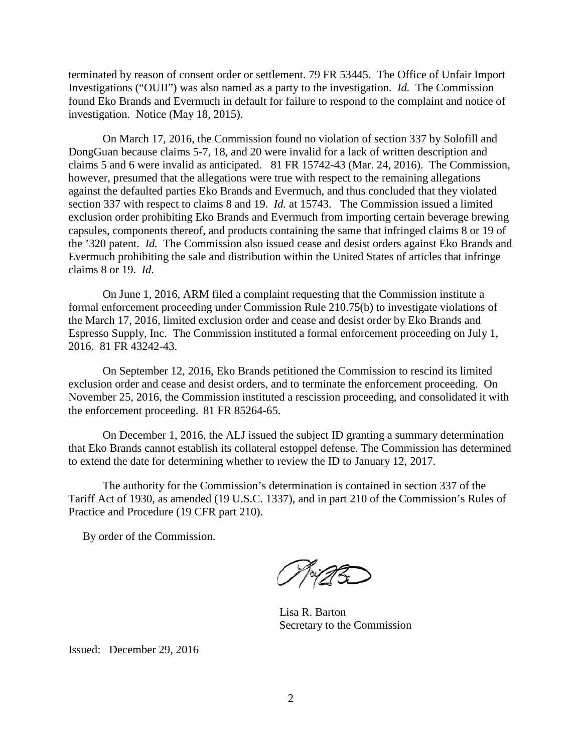terminated by reason of consent order or settlement. 79 FR 53445. The Office of Unfair Import Investigations ("OUII") was also named as a party to the investigation. *Id.* The Commission found Eko Brands and Evermuch in default for failure to respond to the complaint and notice of investigation. Notice (May 18, 2015).

On March 17, 2016, the Commission found no violation of section 337 by Solofill and DongGuan because claims 5-7, 18, and 20 were invalid for a lack of written description and claims 5 and 6 were invalid as anticipated. 81 FR 15742-43 (Mar. 24, 2016). The Commission, however, presumed that the allegations were true with respect to the remaining allegations against the defaulted parties Eko Brands and Evermuch, and thus concluded that they violated section 337 with respect to claims 8 and 19. *Id.* at 15743. The Commission issued a limited exclusion order prohibiting Eko Brands and Evermuch from importing certain beverage brewing capsules, components thereof, and products containing the same that infringed claims 8 or 19 of the '320 patent. *Id.* The Commission also issued cease and desist orders against Eko Brands and Evermuch prohibiting the sale and distribution within the United States of articles that infringe claims 8 or 19. *Id.*

On June 1, 2016, ARM filed a complaint requesting that the Commission institute a formal enforcement proceeding under Commission Rule 210.75(b) to investigate violations of the March 17, 2016, limited exclusion order and cease and desist order by Eko Brands and Espresso Supply, Inc. The Commission instituted a formal enforcement proceeding on July 1, 2016. 81 FR 43242-43.

On September 12, 2016, Eko Brands petitioned the Commission to rescind its limited exclusion order and cease and desist orders, and to terminate the enforcement proceeding. On November 25, 2016, the Commission instituted a rescission proceeding, and consolidated it with the enforcement proceeding. 81 FR 85264-65.

On December 1, 2016, the ALJ issued the subject ID granting a summary determination that Eko Brands cannot establish its collateral estoppel defense. The Commission has determined to extend the date for determining whether to review the ID to January 12, 2017.

The authority for the Commission's determination is contained in section 337 of the Tariff Act of 1930, as amended (19 U.S.C. 1337), and in part 210 of the Commission's Rules of Practice and Procedure (19 CFR part 210).

By order of the Commission.

Lisa R. Barton
Secretary to the Commission

Issued: December 29, 2016